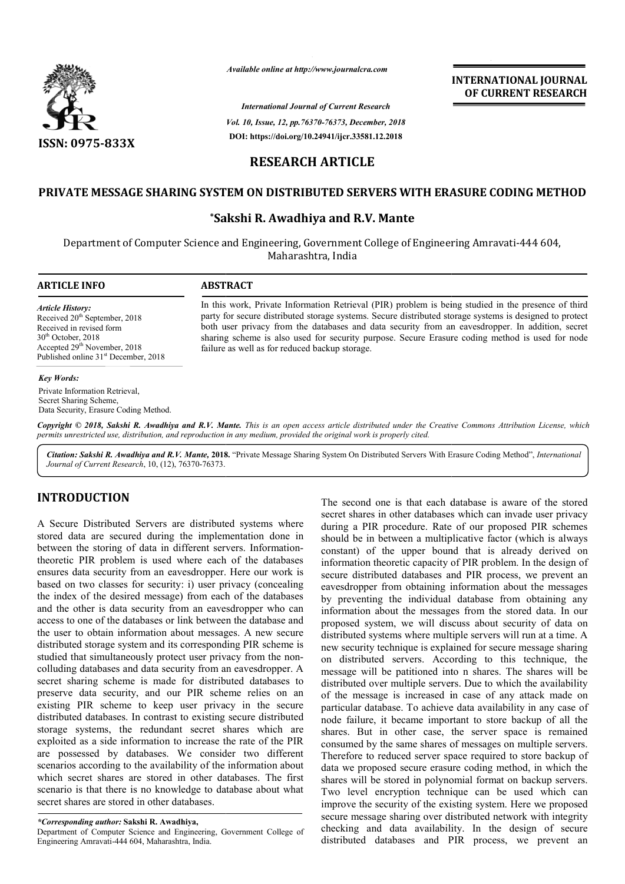*Available online at http://www.journalcra.com*

*International Journal of Current Research*
*Vol. 10, Issue, 12, pp.76370-76373, December, 2018*
**DOI: https://doi.org/10.24941/ijcr.33581.12.2018**

**ISSN: 0975-833X**

**INTERNATIONAL JOURNAL OF CURRENT RESEARCH**

## RESEARCH ARTICLE

# PRIVATE MESSAGE SHARING SYSTEM ON DISTRIBUTED SERVERS WITH ERASURE CODING METHOD

**\*Sakshi R. Awadhiya and R.V. Mante**

Department of Computer Science and Engineering, Government College of Engineering Amravati-444 604, Maharashtra, India

### ARTICLE INFO

*Article History:*
Received 20th September, 2018
Received in revised form
30th October, 2018
Accepted 29th November, 2018
Published online 31st December, 2018

*Key Words:*
Private Information Retrieval,
Secret Sharing Scheme,
Data Security, Erasure Coding Method.

### ABSTRACT

In this work, Private Information Retrieval (PIR) problem is being studied in the presence of third party for secure distributed storage systems. Secure distributed storage systems is designed to protect both user privacy from the databases and data security from an eavesdropper. In addition, secret sharing scheme is also used for security purpose. Secure Erasure coding method is used for node failure as well as for reduced backup storage.

*Copyright © 2018, Sakshi R. Awadhiya and R.V. Mante. This is an open access article distributed under the Creative Commons Attribution License, which permits unrestricted use, distribution, and reproduction in any medium, provided the original work is properly cited.*

*Citation: Sakshi R. Awadhiya and R.V. Mante,* **2018.** "Private Message Sharing System On Distributed Servers With Erasure Coding Method", *International Journal of Current Research*, 10, (12), 76370-76373.

## INTRODUCTION

A Secure Distributed Servers are distributed systems where stored data are secured during the implementation done in between the storing of data in different servers. Information-theoretic PIR problem is used where each of the databases ensures data security from an eavesdropper. Here our work is based on two classes for security: i) user privacy (concealing the index of the desired message) from each of the databases and the other is data security from an eavesdropper who can access to one of the databases or link between the database and the user to obtain information about messages. A new secure distributed storage system and its corresponding PIR scheme is studied that simultaneously protect user privacy from the non-colluding databases and data security from an eavesdropper. A secret sharing scheme is made for distributed databases to preserve data security, and our PIR scheme relies on an existing PIR scheme to keep user privacy in the secure distributed databases. In contrast to existing secure distributed storage systems, the redundant secret shares which are exploited as a side information to increase the rate of the PIR are possessed by databases. We consider two different scenarios according to the availability of the information about which secret shares are stored in other databases. The first scenario is that there is no knowledge to database about what secret shares are stored in other databases. The second one is that each database is aware of the stored secret shares in other databases which can invade user privacy during a PIR procedure. Rate of our proposed PIR schemes should be in between a multiplicative factor (which is always constant) of the upper bound that is already derived on information theoretic capacity of PIR problem. In the design of secure distributed databases and PIR process, we prevent an eavesdropper from obtaining information about the messages by preventing the individual database from obtaining any information about the messages from the stored data. In our proposed system, we will discuss about security of data on distributed systems where multiple servers will run at a time. A new security technique is explained for secure message sharing on distributed servers. According to this technique, the message will be patitioned into n shares. The shares will be distributed over multiple servers. Due to which the availability of the message is increased in case of any attack made on particular database. To achieve data availability in any case of node failure, it became important to store backup of all the shares. But in other case, the server space is remained consumed by the same shares of messages on multiple servers. Therefore to reduced server space required to store backup of data we proposed secure erasure coding method, in which the shares will be stored in polynomial format on backup servers. Two level encryption technique can be used which can improve the security of the existing system. Here we proposed secure message sharing over distributed network with integrity checking and data availability. In the design of secure distributed databases and PIR process, we prevent an

*\*Corresponding author:* **Sakshi R. Awadhiya,**
Department of Computer Science and Engineering, Government College of Engineering Amravati-444 604, Maharashtra, India.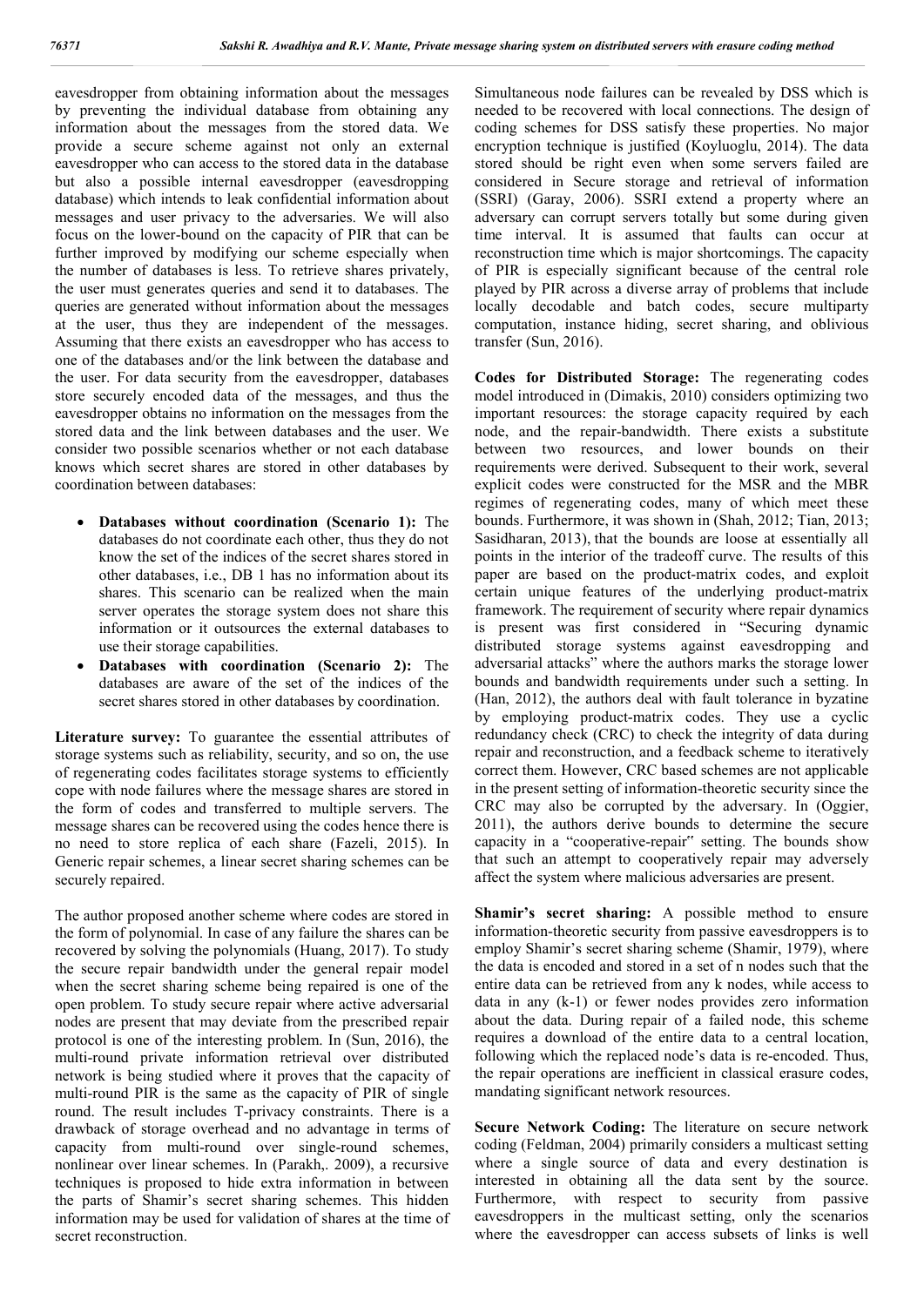eavesdropper from obtaining information about the messages by preventing the individual database from obtaining any information about the messages from the stored data. We provide a secure scheme against not only an external eavesdropper who can access to the stored data in the database but also a possible internal eavesdropper (eavesdropping database) which intends to leak confidential information about messages and user privacy to the adversaries. We will also focus on the lower-bound on the capacity of PIR that can be further improved by modifying our scheme especially when the number of databases is less. To retrieve shares privately, the user must generates queries and send it to databases. The queries are generated without information about the messages at the user, thus they are independent of the messages. Assuming that there exists an eavesdropper who has access to one of the databases and/or the link between the database and the user. For data security from the eavesdropper, databases store securely encoded data of the messages, and thus the eavesdropper obtains no information on the messages from the stored data and the link between databases and the user. We consider two possible scenarios whether or not each database knows which secret shares are stored in other databases by coordination between databases:

- **Databases without coordination (Scenario 1):** The databases do not coordinate each other, thus they do not know the set of the indices of the secret shares stored in other databases, i.e., DB 1 has no information about its shares. This scenario can be realized when the main server operates the storage system does not share this information or it outsources the external databases to use their storage capabilities.
- **Databases with coordination (Scenario 2):** The databases are aware of the set of the indices of the secret shares stored in other databases by coordination.

**Literature survey:** To guarantee the essential attributes of storage systems such as reliability, security, and so on, the use of regenerating codes facilitates storage systems to efficiently cope with node failures where the message shares are stored in the form of codes and transferred to multiple servers. The message shares can be recovered using the codes hence there is no need to store replica of each share (Fazeli, 2015). In Generic repair schemes, a linear secret sharing schemes can be securely repaired.

The author proposed another scheme where codes are stored in the form of polynomial. In case of any failure the shares can be recovered by solving the polynomials (Huang, 2017). To study the secure repair bandwidth under the general repair model when the secret sharing scheme being repaired is one of the open problem. To study secure repair where active adversarial nodes are present that may deviate from the prescribed repair protocol is one of the interesting problem. In (Sun, 2016), the multi-round private information retrieval over distributed network is being studied where it proves that the capacity of multi-round PIR is the same as the capacity of PIR of single round. The result includes T-privacy constraints. There is a drawback of storage overhead and no advantage in terms of capacity from multi-round over single-round schemes, nonlinear over linear schemes. In (Parakh,. 2009), a recursive techniques is proposed to hide extra information in between the parts of Shamir's secret sharing schemes. This hidden information may be used for validation of shares at the time of secret reconstruction.

Simultaneous node failures can be revealed by DSS which is needed to be recovered with local connections. The design of coding schemes for DSS satisfy these properties. No major encryption technique is justified (Koyluoglu, 2014). The data stored should be right even when some servers failed are considered in Secure storage and retrieval of information (SSRI) (Garay, 2006). SSRI extend a property where an adversary can corrupt servers totally but some during given time interval. It is assumed that faults can occur at reconstruction time which is major shortcomings. The capacity of PIR is especially significant because of the central role played by PIR across a diverse array of problems that include locally decodable and batch codes, secure multiparty computation, instance hiding, secret sharing, and oblivious transfer (Sun, 2016).

**Codes for Distributed Storage:** The regenerating codes model introduced in (Dimakis, 2010) considers optimizing two important resources: the storage capacity required by each node, and the repair-bandwidth. There exists a substitute between two resources, and lower bounds on their requirements were derived. Subsequent to their work, several explicit codes were constructed for the MSR and the MBR regimes of regenerating codes, many of which meet these bounds. Furthermore, it was shown in (Shah, 2012; Tian, 2013; Sasidharan, 2013), that the bounds are loose at essentially all points in the interior of the tradeoff curve. The results of this paper are based on the product-matrix codes, and exploit certain unique features of the underlying product-matrix framework. The requirement of security where repair dynamics is present was first considered in "Securing dynamic distributed storage systems against eavesdropping and adversarial attacks" where the authors marks the storage lower bounds and bandwidth requirements under such a setting. In (Han, 2012), the authors deal with fault tolerance in byzatine by employing product-matrix codes. They use a cyclic redundancy check (CRC) to check the integrity of data during repair and reconstruction, and a feedback scheme to iteratively correct them. However, CRC based schemes are not applicable in the present setting of information-theoretic security since the CRC may also be corrupted by the adversary. In (Oggier, 2011), the authors derive bounds to determine the secure capacity in a "cooperative-repair" setting. The bounds show that such an attempt to cooperatively repair may adversely affect the system where malicious adversaries are present.

**Shamir's secret sharing:** A possible method to ensure information-theoretic security from passive eavesdroppers is to employ Shamir's secret sharing scheme (Shamir, 1979), where the data is encoded and stored in a set of n nodes such that the entire data can be retrieved from any k nodes, while access to data in any (k-1) or fewer nodes provides zero information about the data. During repair of a failed node, this scheme requires a download of the entire data to a central location, following which the replaced node's data is re-encoded. Thus, the repair operations are inefficient in classical erasure codes, mandating significant network resources.

**Secure Network Coding:** The literature on secure network coding (Feldman, 2004) primarily considers a multicast setting where a single source of data and every destination is interested in obtaining all the data sent by the source. Furthermore, with respect to security from passive eavesdroppers in the multicast setting, only the scenarios where the eavesdropper can access subsets of links is well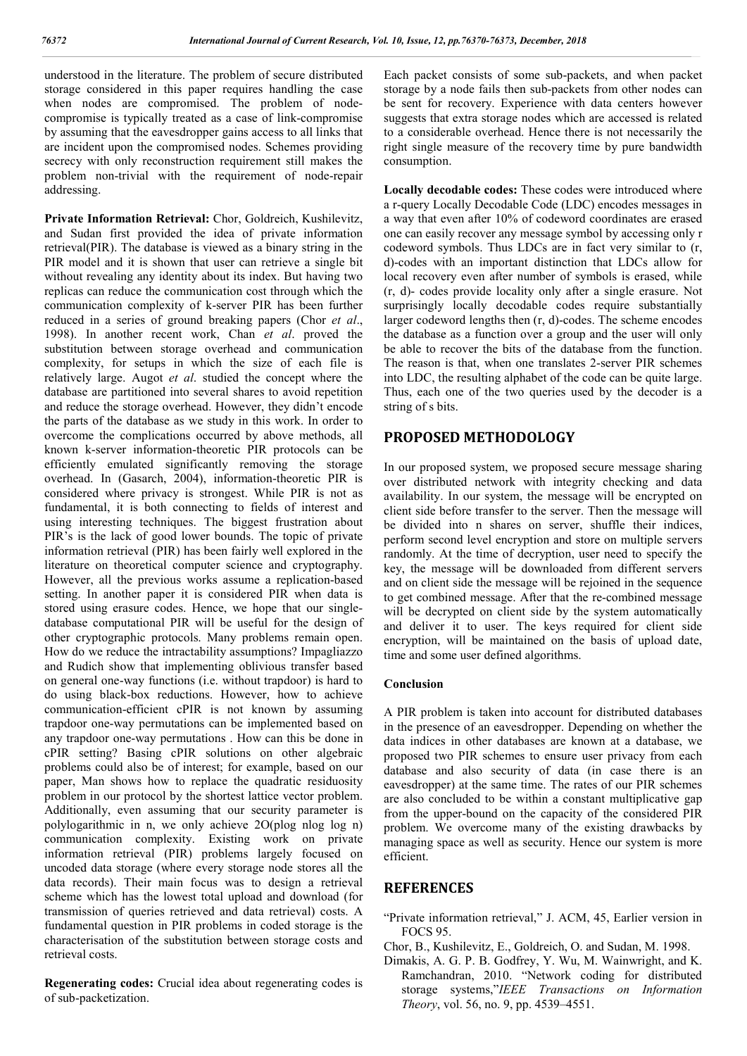understood in the literature. The problem of secure distributed storage considered in this paper requires handling the case when nodes are compromised. The problem of node-compromise is typically treated as a case of link-compromise by assuming that the eavesdropper gains access to all links that are incident upon the compromised nodes. Schemes providing secrecy with only reconstruction requirement still makes the problem non-trivial with the requirement of node-repair addressing.

**Private Information Retrieval:** Chor, Goldreich, Kushilevitz, and Sudan first provided the idea of private information retrieval(PIR). The database is viewed as a binary string in the PIR model and it is shown that user can retrieve a single bit without revealing any identity about its index. But having two replicas can reduce the communication cost through which the communication complexity of k-server PIR has been further reduced in a series of ground breaking papers (Chor *et al*., 1998). In another recent work, Chan *et al*. proved the substitution between storage overhead and communication complexity, for setups in which the size of each file is relatively large. Augot *et al*. studied the concept where the database are partitioned into several shares to avoid repetition and reduce the storage overhead. However, they didn't encode the parts of the database as we study in this work. In order to overcome the complications occurred by above methods, all known k-server information-theoretic PIR protocols can be efficiently emulated significantly removing the storage overhead. In (Gasarch, 2004), information-theoretic PIR is considered where privacy is strongest. While PIR is not as fundamental, it is both connecting to fields of interest and using interesting techniques. The biggest frustration about PIR's is the lack of good lower bounds. The topic of private information retrieval (PIR) has been fairly well explored in the literature on theoretical computer science and cryptography. However, all the previous works assume a replication-based setting. In another paper it is considered PIR when data is stored using erasure codes. Hence, we hope that our single-database computational PIR will be useful for the design of other cryptographic protocols. Many problems remain open. How do we reduce the intractability assumptions? Impagliazzo and Rudich show that implementing oblivious transfer based on general one-way functions (i.e. without trapdoor) is hard to do using black-box reductions. However, how to achieve communication-efficient cPIR is not known by assuming trapdoor one-way permutations can be implemented based on any trapdoor one-way permutations . How can this be done in cPIR setting? Basing cPIR solutions on other algebraic problems could also be of interest; for example, based on our paper, Man shows how to replace the quadratic residuosity problem in our protocol by the shortest lattice vector problem. Additionally, even assuming that our security parameter is polylogarithmic in n, we only achieve 2O(plog nlog log n) communication complexity. Existing work on private information retrieval (PIR) problems largely focused on uncoded data storage (where every storage node stores all the data records). Their main focus was to design a retrieval scheme which has the lowest total upload and download (for transmission of queries retrieved and data retrieval) costs. A fundamental question in PIR problems in coded storage is the characterisation of the substitution between storage costs and retrieval costs.

**Regenerating codes:** Crucial idea about regenerating codes is of sub-packetization. Each packet consists of some sub-packets, and when packet storage by a node fails then sub-packets from other nodes can be sent for recovery. Experience with data centers however suggests that extra storage nodes which are accessed is related to a considerable overhead. Hence there is not necessarily the right single measure of the recovery time by pure bandwidth consumption.

**Locally decodable codes:** These codes were introduced where a r-query Locally Decodable Code (LDC) encodes messages in a way that even after 10% of codeword coordinates are erased one can easily recover any message symbol by accessing only r codeword symbols. Thus LDCs are in fact very similar to (r, d)-codes with an important distinction that LDCs allow for local recovery even after number of symbols is erased, while (r, d)- codes provide locality only after a single erasure. Not surprisingly locally decodable codes require substantially larger codeword lengths then (r, d)-codes. The scheme encodes the database as a function over a group and the user will only be able to recover the bits of the database from the function. The reason is that, when one translates 2-server PIR schemes into LDC, the resulting alphabet of the code can be quite large. Thus, each one of the two queries used by the decoder is a string of s bits.

## PROPOSED METHODOLOGY

In our proposed system, we proposed secure message sharing over distributed network with integrity checking and data availability. In our system, the message will be encrypted on client side before transfer to the server. Then the message will be divided into n shares on server, shuffle their indices, perform second level encryption and store on multiple servers randomly. At the time of decryption, user need to specify the key, the message will be downloaded from different servers and on client side the message will be rejoined in the sequence to get combined message. After that the re-combined message will be decrypted on client side by the system automatically and deliver it to user. The keys required for client side encryption, will be maintained on the basis of upload date, time and some user defined algorithms.

### Conclusion

A PIR problem is taken into account for distributed databases in the presence of an eavesdropper. Depending on whether the data indices in other databases are known at a database, we proposed two PIR schemes to ensure user privacy from each database and also security of data (in case there is an eavesdropper) at the same time. The rates of our PIR schemes are also concluded to be within a constant multiplicative gap from the upper-bound on the capacity of the considered PIR problem. We overcome many of the existing drawbacks by managing space as well as security. Hence our system is more efficient.

## REFERENCES

"Private information retrieval," J. ACM, 45, Earlier version in FOCS 95.

Chor, B., Kushilevitz, E., Goldreich, O. and Sudan, M. 1998.

Dimakis, A. G. P. B. Godfrey, Y. Wu, M. Wainwright, and K. Ramchandran, 2010. "Network coding for distributed storage systems,"*IEEE Transactions on Information Theory*, vol. 56, no. 9, pp. 4539–4551.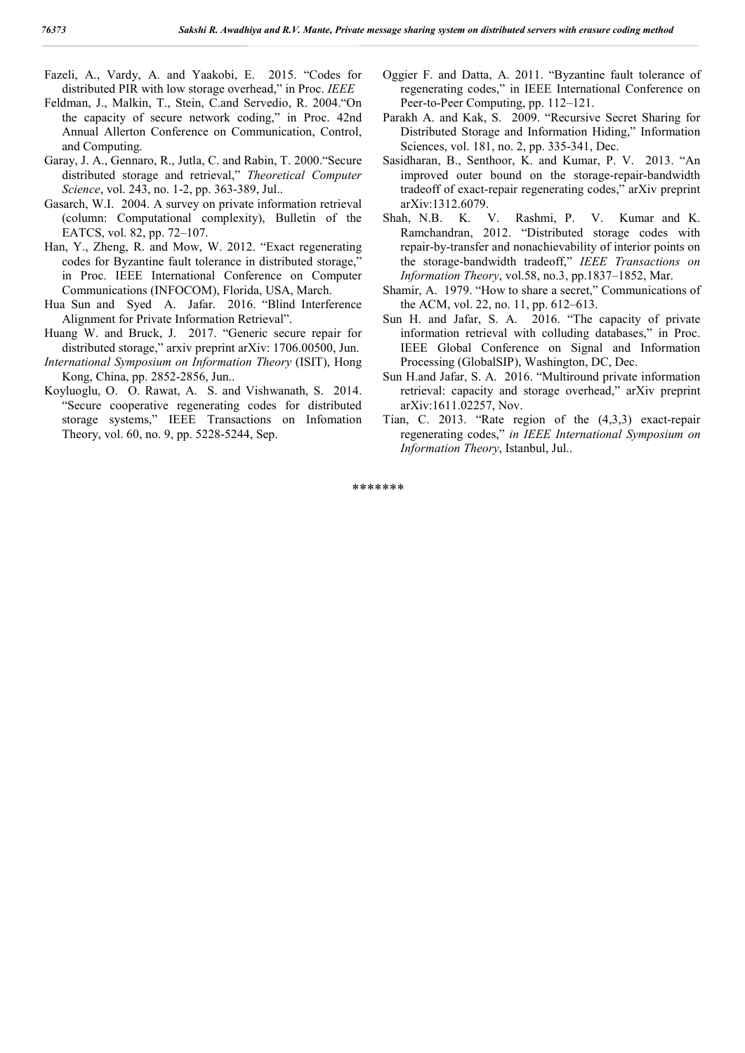Fazeli, A., Vardy, A. and Yaakobi, E. 2015. "Codes for distributed PIR with low storage overhead," in Proc. *IEEE*

Feldman, J., Malkin, T., Stein, C.and Servedio, R. 2004."On the capacity of secure network coding," in Proc. 42nd Annual Allerton Conference on Communication, Control, and Computing.

Garay, J. A., Gennaro, R., Jutla, C. and Rabin, T. 2000."Secure distributed storage and retrieval," *Theoretical Computer Science*, vol. 243, no. 1-2, pp. 363-389, Jul..

Gasarch, W.I. 2004. A survey on private information retrieval (column: Computational complexity), Bulletin of the EATCS, vol. 82, pp. 72–107.

Han, Y., Zheng, R. and Mow, W. 2012. "Exact regenerating codes for Byzantine fault tolerance in distributed storage," in Proc. IEEE International Conference on Computer Communications (INFOCOM), Florida, USA, March.

Hua Sun and Syed A. Jafar. 2016. "Blind Interference Alignment for Private Information Retrieval".

Huang W. and Bruck, J. 2017. "Generic secure repair for distributed storage," arxiv preprint arXiv: 1706.00500, Jun.

*International Symposium on Information Theory* (ISIT), Hong Kong, China, pp. 2852-2856, Jun..

Koyluoglu, O. O. Rawat, A. S. and Vishwanath, S. 2014. "Secure cooperative regenerating codes for distributed storage systems," IEEE Transactions on Infomation Theory, vol. 60, no. 9, pp. 5228-5244, Sep.

Oggier F. and Datta, A. 2011. "Byzantine fault tolerance of regenerating codes," in IEEE International Conference on Peer-to-Peer Computing, pp. 112–121.

Parakh A. and Kak, S. 2009. "Recursive Secret Sharing for Distributed Storage and Information Hiding," Information Sciences, vol. 181, no. 2, pp. 335-341, Dec.

Sasidharan, B., Senthoor, K. and Kumar, P. V. 2013. "An improved outer bound on the storage-repair-bandwidth tradeoff of exact-repair regenerating codes," arXiv preprint arXiv:1312.6079.

Shah, N.B. K. V. Rashmi, P. V. Kumar and K. Ramchandran, 2012. "Distributed storage codes with repair-by-transfer and nonachievability of interior points on the storage-bandwidth tradeoff," *IEEE Transactions on Information Theory*, vol.58, no.3, pp.1837–1852, Mar.

Shamir, A. 1979. "How to share a secret," Communications of the ACM, vol. 22, no. 11, pp. 612–613.

Sun H. and Jafar, S. A. 2016. "The capacity of private information retrieval with colluding databases," in Proc. IEEE Global Conference on Signal and Information Processing (GlobalSIP), Washington, DC, Dec.

Sun H.and Jafar, S. A. 2016. "Multiround private information retrieval: capacity and storage overhead," arXiv preprint arXiv:1611.02257, Nov.

Tian, C. 2013. "Rate region of the (4,3,3) exact-repair regenerating codes," *in IEEE International Symposium on Information Theory*, Istanbul, Jul..

\*\*\*\*\*\*\*